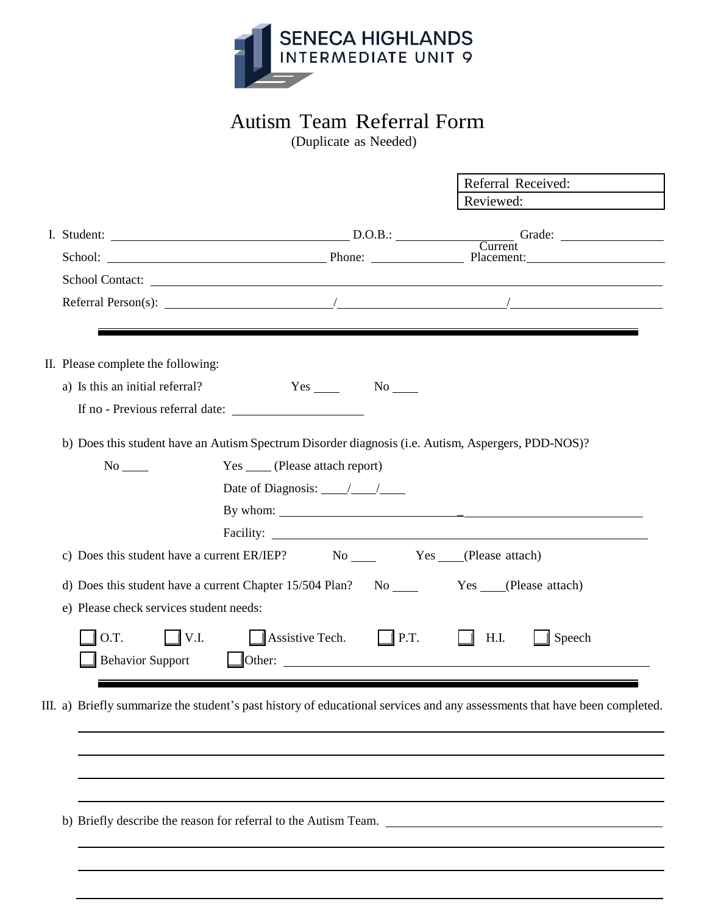SENECA HIGHLANDS
INTERMEDIATE UNIT 9

# Autism Team Referral Form

(Duplicate as Needed)

| Referral Received: |
|---|
| Reviewed: |

I. Student: ______________________ D.O.B.: ______________ Grade: ____________

School: ______________________ Phone: ____________ Current Placement: ______________

School Contact: ______________________________________________

Referral Person(s): ______________ / ______________ / ______________

---

II. Please complete the following:

a) Is this an initial referral? Yes ____ No ____

If no - Previous referral date: ______________

b) Does this student have an Autism Spectrum Disorder diagnosis (i.e. Autism, Aspergers, PDD-NOS)?

No ____ Yes ____ (Please attach report)

Date of Diagnosis: ____/____/____

By whom: ______________________________

Facility: ______________________________

c) Does this student have a current ER/IEP? No ____ Yes ____(Please attach)

d) Does this student have a current Chapter 15/504 Plan? No ____ Yes ____(Please attach)

e) Please check services student needs:

☐ O.T. ☐ V.I. ☐ Assistive Tech. ☐ P.T. ☐ H.I. ☐ Speech

☐ Behavior Support ☐ Other: ______________________________

---

III. a) Briefly summarize the student's past history of educational services and any assessments that have been completed.

______________________________________________

______________________________________________

______________________________________________

______________________________________________

b) Briefly describe the reason for referral to the Autism Team. ______________________________

______________________________________________

______________________________________________

______________________________________________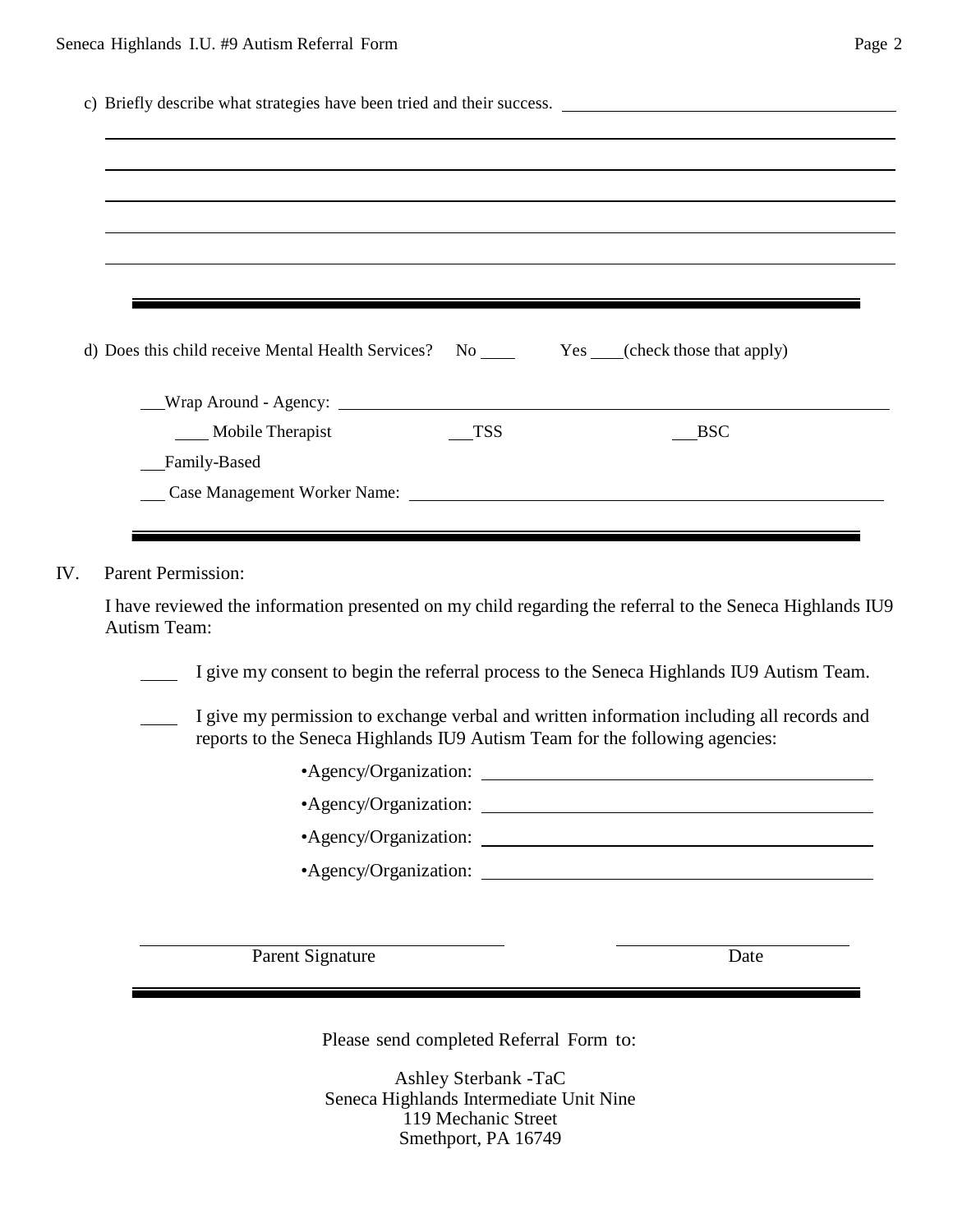c) Briefly describe what strategies have been tried and their success. ____________________

______________________________________________________________________

______________________________________________________________________

______________________________________________________________________

______________________________________________________________________

______________________________________________________________________

---

d) Does this child receive Mental Health Services? No ____ Yes ____(check those that apply)

___Wrap Around - Agency: ______________________________________________

____ Mobile Therapist ___TSS ___BSC

___Family-Based

___ Case Management Worker Name: ______________________________________

---

## IV. Parent Permission:

I have reviewed the information presented on my child regarding the referral to the Seneca Highlands IU9 Autism Team:

____ I give my consent to begin the referral process to the Seneca Highlands IU9 Autism Team.

____ I give my permission to exchange verbal and written information including all records and reports to the Seneca Highlands IU9 Autism Team for the following agencies:

- Agency/Organization: ______________________________
- Agency/Organization: ______________________________
- Agency/Organization: ______________________________
- Agency/Organization: ______________________________

______________________________ ____________________

Parent Signature Date

---

Please send completed Referral Form to:

Ashley Sterbank -TaC
Seneca Highlands Intermediate Unit Nine
119 Mechanic Street
Smethport, PA 16749